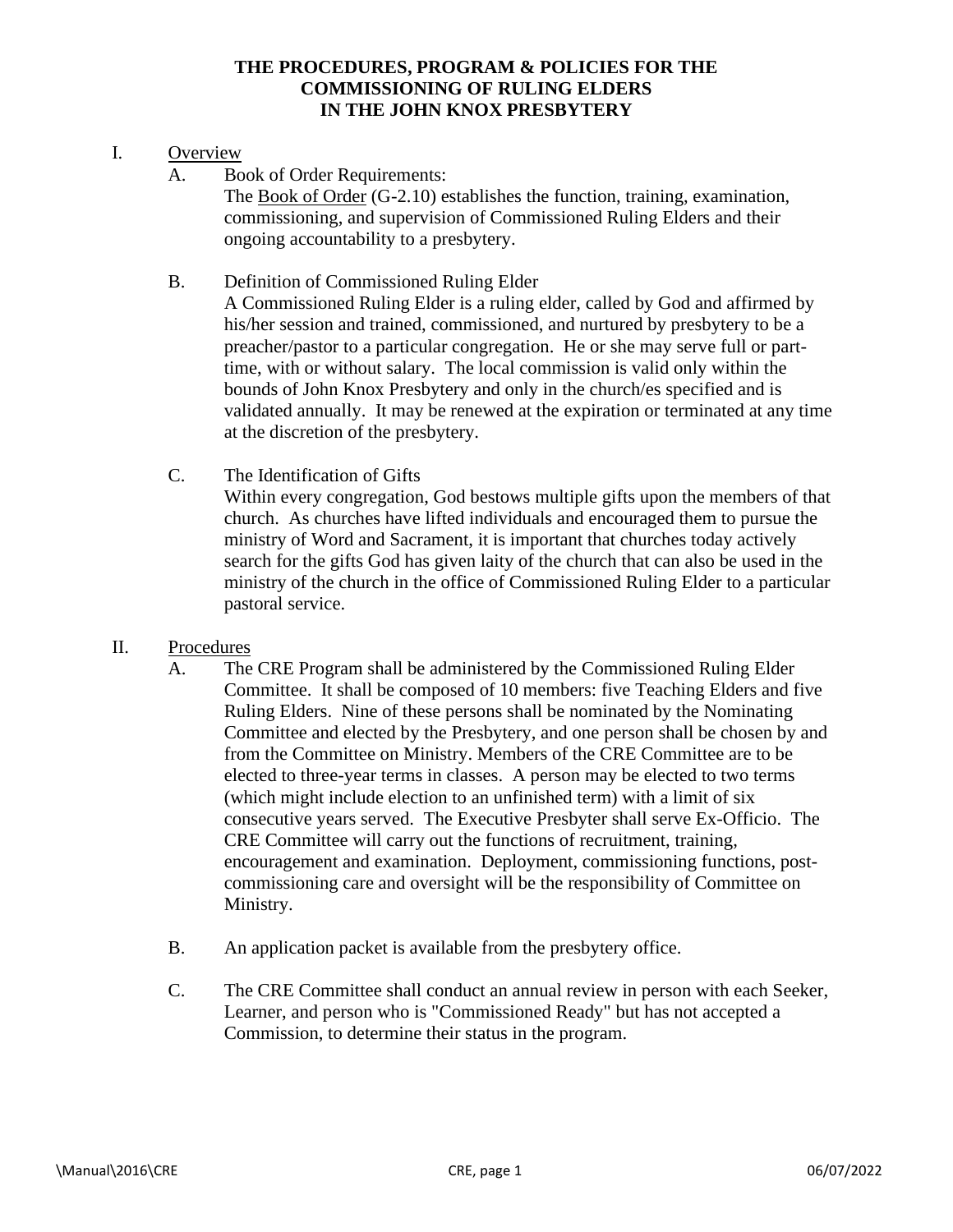# THE PROCEDURES, PROGRAM & POLICIES FOR THE COMMISSIONING OF RULING ELDERS IN THE JOHN KNOX PRESBYTERY

## I. Overview

A. Book of Order Requirements:

The Book of Order (G-2.10) establishes the function, training, examination, commissioning, and supervision of Commissioned Ruling Elders and their ongoing accountability to a presbytery.

B. Definition of Commissioned Ruling Elder

A Commissioned Ruling Elder is a ruling elder, called by God and affirmed by his/her session and trained, commissioned, and nurtured by presbytery to be a preacher/pastor to a particular congregation. He or she may serve full or part-time, with or without salary. The local commission is valid only within the bounds of John Knox Presbytery and only in the church/es specified and is validated annually. It may be renewed at the expiration or terminated at any time at the discretion of the presbytery.

C. The Identification of Gifts

Within every congregation, God bestows multiple gifts upon the members of that church. As churches have lifted individuals and encouraged them to pursue the ministry of Word and Sacrament, it is important that churches today actively search for the gifts God has given laity of the church that can also be used in the ministry of the church in the office of Commissioned Ruling Elder to a particular pastoral service.

## II. Procedures

A. The CRE Program shall be administered by the Commissioned Ruling Elder Committee. It shall be composed of 10 members: five Teaching Elders and five Ruling Elders. Nine of these persons shall be nominated by the Nominating Committee and elected by the Presbytery, and one person shall be chosen by and from the Committee on Ministry. Members of the CRE Committee are to be elected to three-year terms in classes. A person may be elected to two terms (which might include election to an unfinished term) with a limit of six consecutive years served. The Executive Presbyter shall serve Ex-Officio. The CRE Committee will carry out the functions of recruitment, training, encouragement and examination. Deployment, commissioning functions, post-commissioning care and oversight will be the responsibility of Committee on Ministry.

B. An application packet is available from the presbytery office.

C. The CRE Committee shall conduct an annual review in person with each Seeker, Learner, and person who is "Commissioned Ready" but has not accepted a Commission, to determine their status in the program.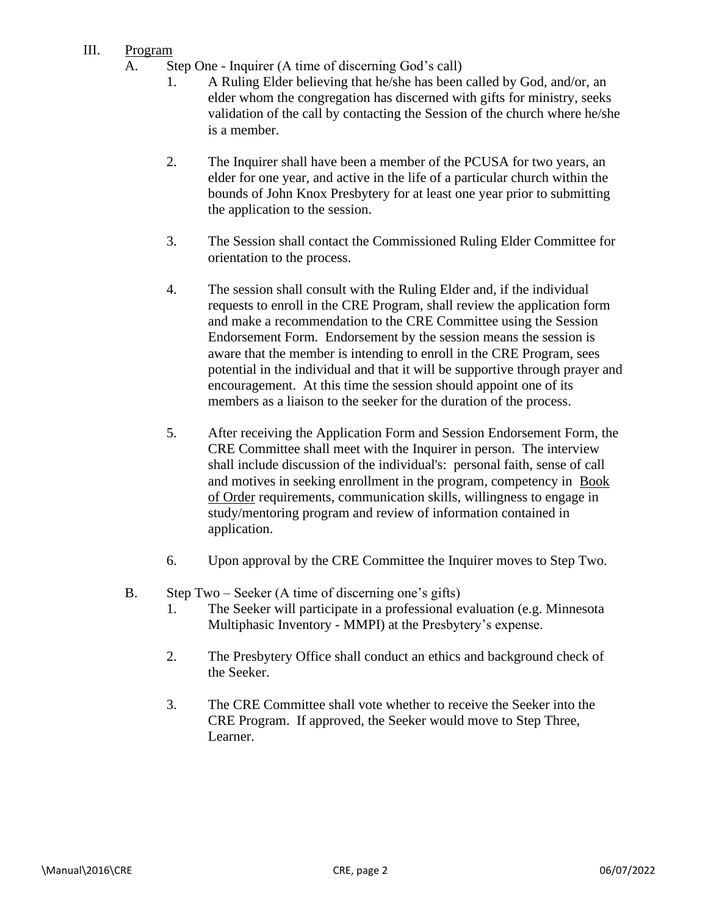III. <u>Program</u>

A. Step One - Inquirer (A time of discerning God's call)

1. A Ruling Elder believing that he/she has been called by God, and/or, an elder whom the congregation has discerned with gifts for ministry, seeks validation of the call by contacting the Session of the church where he/she is a member.

2. The Inquirer shall have been a member of the PCUSA for two years, an elder for one year, and active in the life of a particular church within the bounds of John Knox Presbytery for at least one year prior to submitting the application to the session.

3. The Session shall contact the Commissioned Ruling Elder Committee for orientation to the process.

4. The session shall consult with the Ruling Elder and, if the individual requests to enroll in the CRE Program, shall review the application form and make a recommendation to the CRE Committee using the Session Endorsement Form. Endorsement by the session means the session is aware that the member is intending to enroll in the CRE Program, sees potential in the individual and that it will be supportive through prayer and encouragement. At this time the session should appoint one of its members as a liaison to the seeker for the duration of the process.

5. After receiving the Application Form and Session Endorsement Form, the CRE Committee shall meet with the Inquirer in person. The interview shall include discussion of the individual's: personal faith, sense of call and motives in seeking enrollment in the program, competency in <u>Book of Order</u> requirements, communication skills, willingness to engage in study/mentoring program and review of information contained in application.

6. Upon approval by the CRE Committee the Inquirer moves to Step Two.

B. Step Two – Seeker (A time of discerning one's gifts)

1. The Seeker will participate in a professional evaluation (e.g. Minnesota Multiphasic Inventory - MMPI) at the Presbytery's expense.

2. The Presbytery Office shall conduct an ethics and background check of the Seeker.

3. The CRE Committee shall vote whether to receive the Seeker into the CRE Program. If approved, the Seeker would move to Step Three, Learner.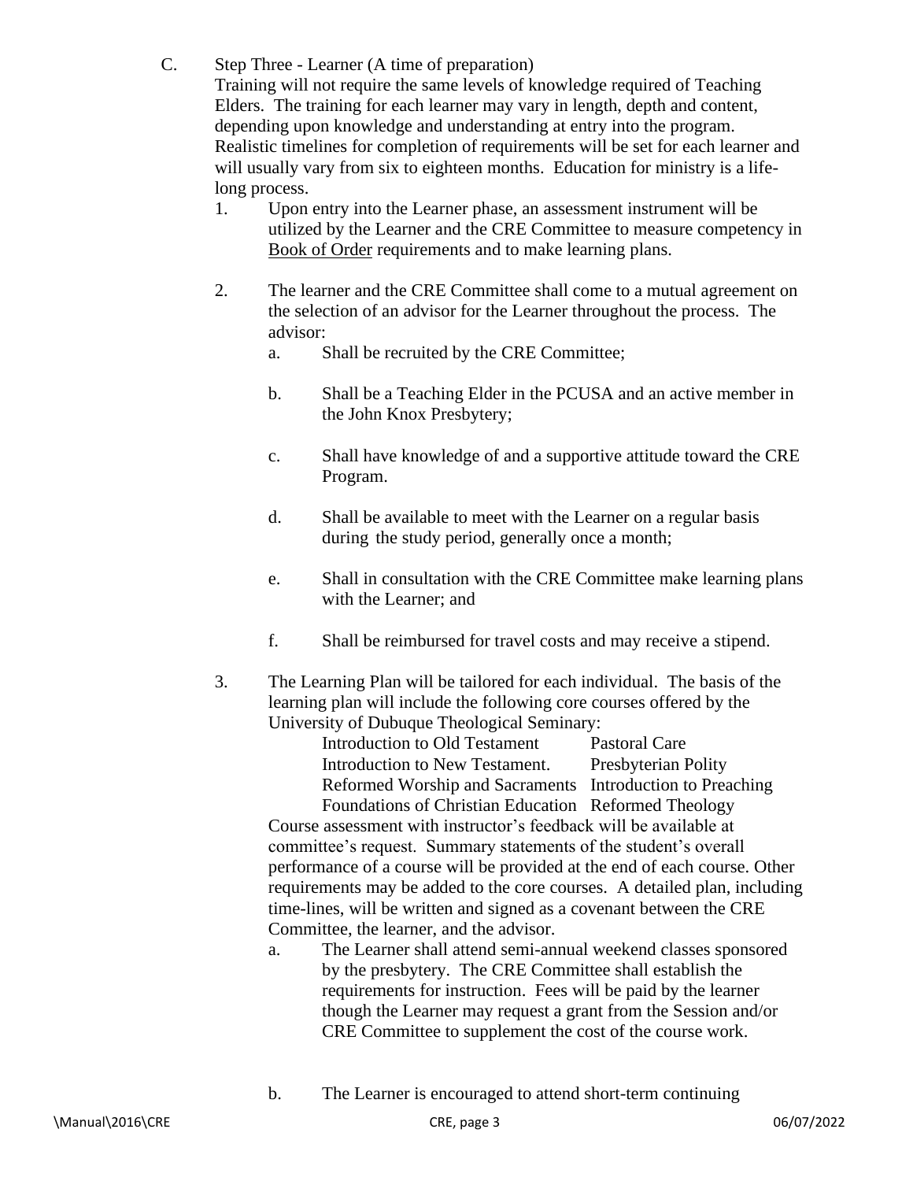C. Step Three - Learner (A time of preparation)

Training will not require the same levels of knowledge required of Teaching Elders. The training for each learner may vary in length, depth and content, depending upon knowledge and understanding at entry into the program. Realistic timelines for completion of requirements will be set for each learner and will usually vary from six to eighteen months. Education for ministry is a life-long process.

1. Upon entry into the Learner phase, an assessment instrument will be utilized by the Learner and the CRE Committee to measure competency in <u>Book of Order</u> requirements and to make learning plans.

2. The learner and the CRE Committee shall come to a mutual agreement on the selection of an advisor for the Learner throughout the process. The advisor:

   a. Shall be recruited by the CRE Committee;

   b. Shall be a Teaching Elder in the PCUSA and an active member in the John Knox Presbytery;

   c. Shall have knowledge of and a supportive attitude toward the CRE Program.

   d. Shall be available to meet with the Learner on a regular basis during the study period, generally once a month;

   e. Shall in consultation with the CRE Committee make learning plans with the Learner; and

   f. Shall be reimbursed for travel costs and may receive a stipend.

3. The Learning Plan will be tailored for each individual. The basis of the learning plan will include the following core courses offered by the University of Dubuque Theological Seminary:

   | | |
   |---|---|
   | Introduction to Old Testament | Pastoral Care |
   | Introduction to New Testament. | Presbyterian Polity |
   | Reformed Worship and Sacraments | Introduction to Preaching |
   | Foundations of Christian Education | Reformed Theology |

   Course assessment with instructor's feedback will be available at committee's request. Summary statements of the student's overall performance of a course will be provided at the end of each course. Other requirements may be added to the core courses. A detailed plan, including time-lines, will be written and signed as a covenant between the CRE Committee, the learner, and the advisor.

   a. The Learner shall attend semi-annual weekend classes sponsored by the presbytery. The CRE Committee shall establish the requirements for instruction. Fees will be paid by the learner though the Learner may request a grant from the Session and/or CRE Committee to supplement the cost of the course work.

   b. The Learner is encouraged to attend short-term continuing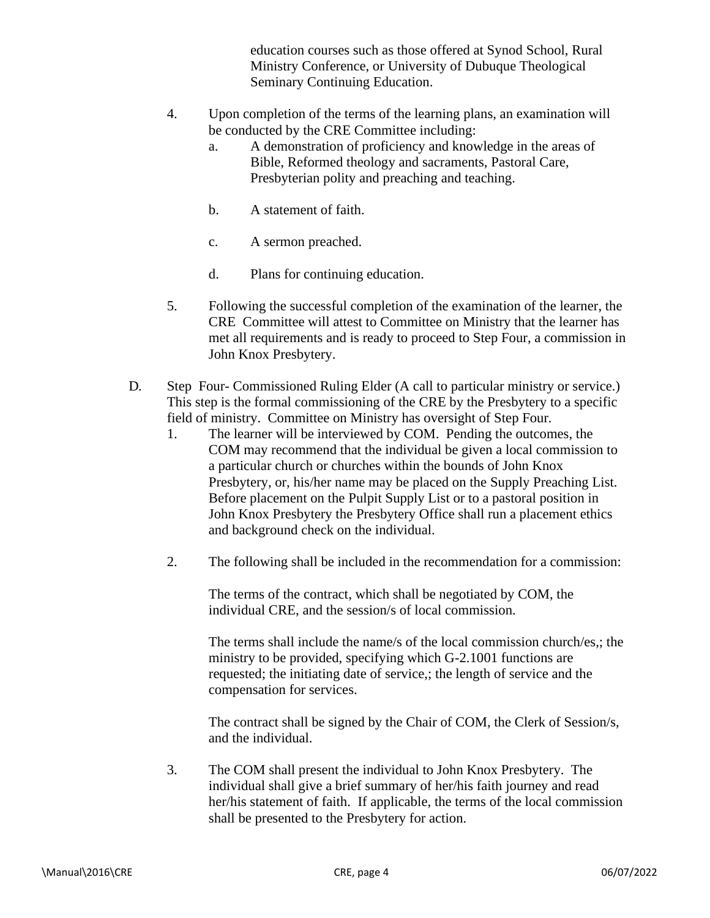education courses such as those offered at Synod School, Rural Ministry Conference, or University of Dubuque Theological Seminary Continuing Education.

4. Upon completion of the terms of the learning plans, an examination will be conducted by the CRE Committee including:
   a. A demonstration of proficiency and knowledge in the areas of Bible, Reformed theology and sacraments, Pastoral Care, Presbyterian polity and preaching and teaching.

   b. A statement of faith.

   c. A sermon preached.

   d. Plans for continuing education.

5. Following the successful completion of the examination of the learner, the CRE Committee will attest to Committee on Ministry that the learner has met all requirements and is ready to proceed to Step Four, a commission in John Knox Presbytery.

D. Step Four- Commissioned Ruling Elder (A call to particular ministry or service.) This step is the formal commissioning of the CRE by the Presbytery to a specific field of ministry. Committee on Ministry has oversight of Step Four.

1. The learner will be interviewed by COM. Pending the outcomes, the COM may recommend that the individual be given a local commission to a particular church or churches within the bounds of John Knox Presbytery, or, his/her name may be placed on the Supply Preaching List. Before placement on the Pulpit Supply List or to a pastoral position in John Knox Presbytery the Presbytery Office shall run a placement ethics and background check on the individual.

2. The following shall be included in the recommendation for a commission:

   The terms of the contract, which shall be negotiated by COM, the individual CRE, and the session/s of local commission.

   The terms shall include the name/s of the local commission church/es,; the ministry to be provided, specifying which G-2.1001 functions are requested; the initiating date of service,; the length of service and the compensation for services.

   The contract shall be signed by the Chair of COM, the Clerk of Session/s, and the individual.

3. The COM shall present the individual to John Knox Presbytery. The individual shall give a brief summary of her/his faith journey and read her/his statement of faith. If applicable, the terms of the local commission shall be presented to the Presbytery for action.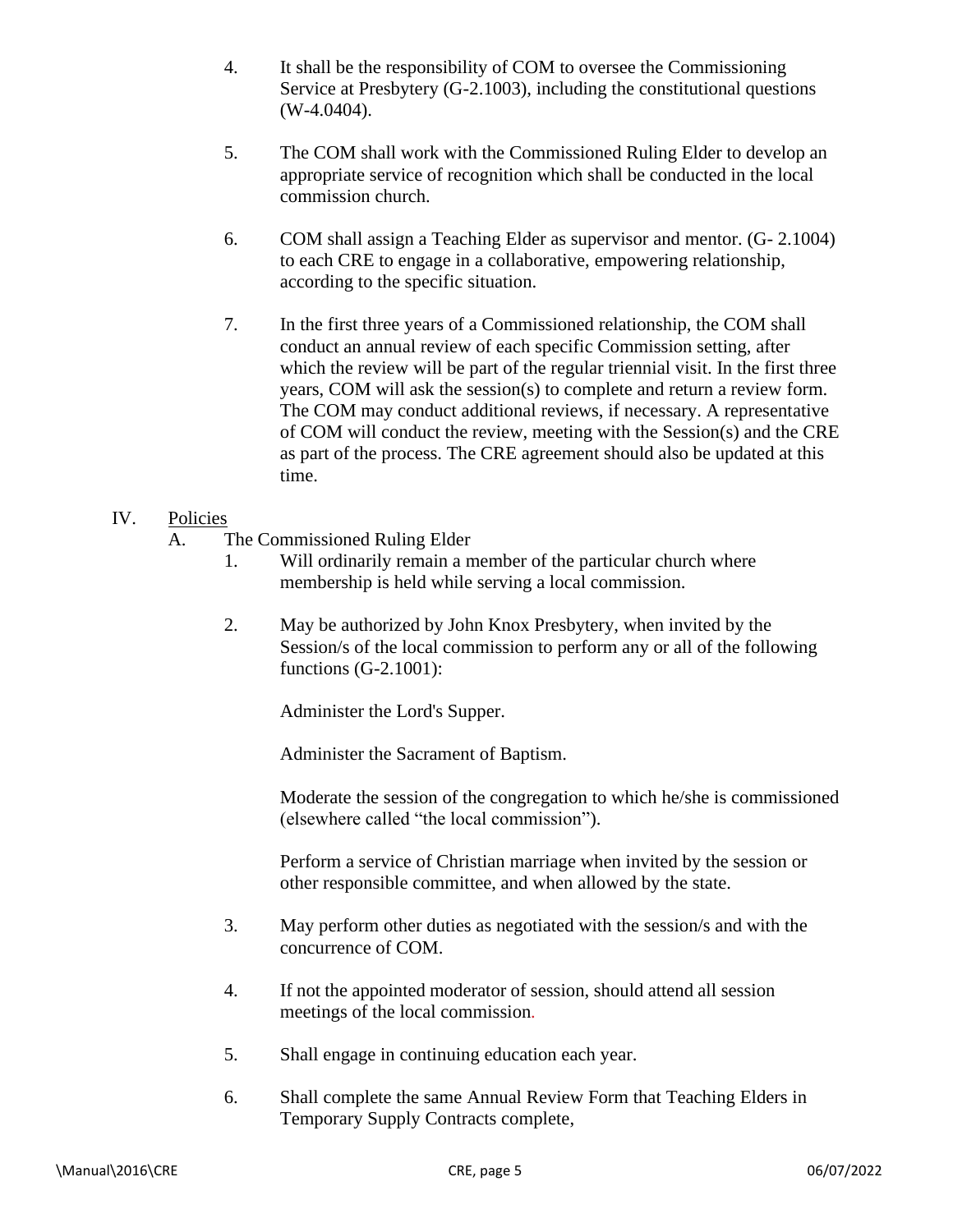4. It shall be the responsibility of COM to oversee the Commissioning Service at Presbytery (G-2.1003), including the constitutional questions (W-4.0404).

5. The COM shall work with the Commissioned Ruling Elder to develop an appropriate service of recognition which shall be conducted in the local commission church.

6. COM shall assign a Teaching Elder as supervisor and mentor. (G- 2.1004) to each CRE to engage in a collaborative, empowering relationship, according to the specific situation.

7. In the first three years of a Commissioned relationship, the COM shall conduct an annual review of each specific Commission setting, after which the review will be part of the regular triennial visit. In the first three years, COM will ask the session(s) to complete and return a review form. The COM may conduct additional reviews, if necessary. A representative of COM will conduct the review, meeting with the Session(s) and the CRE as part of the process. The CRE agreement should also be updated at this time.

IV. Policies

A. The Commissioned Ruling Elder

1. Will ordinarily remain a member of the particular church where membership is held while serving a local commission.

2. May be authorized by John Knox Presbytery, when invited by the Session/s of the local commission to perform any or all of the following functions (G-2.1001):

   Administer the Lord's Supper.

   Administer the Sacrament of Baptism.

   Moderate the session of the congregation to which he/she is commissioned (elsewhere called "the local commission").

   Perform a service of Christian marriage when invited by the session or other responsible committee, and when allowed by the state.

3. May perform other duties as negotiated with the session/s and with the concurrence of COM.

4. If not the appointed moderator of session, should attend all session meetings of the local commission.

5. Shall engage in continuing education each year.

6. Shall complete the same Annual Review Form that Teaching Elders in Temporary Supply Contracts complete,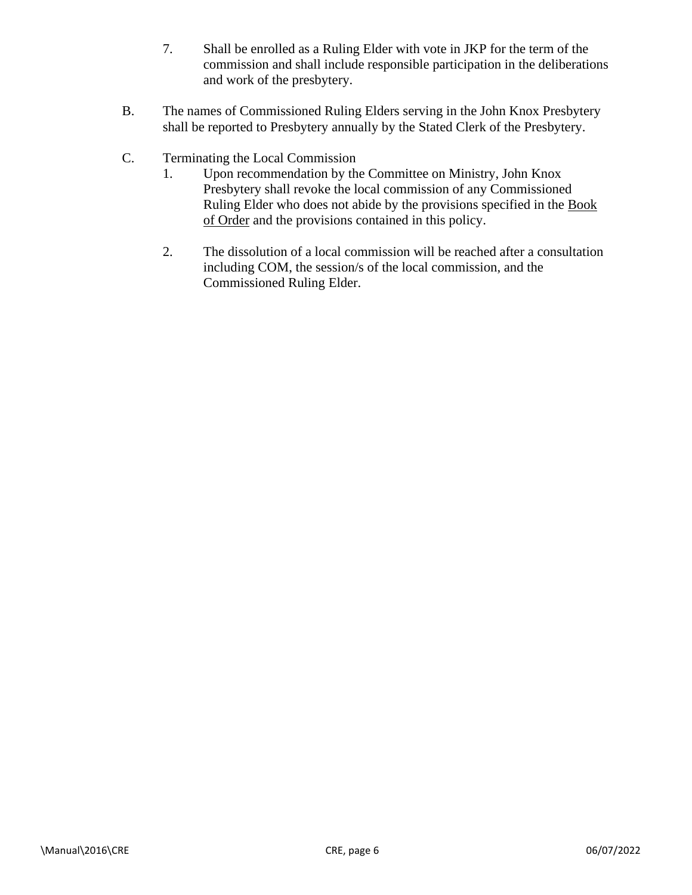7. Shall be enrolled as a Ruling Elder with vote in JKP for the term of the commission and shall include responsible participation in the deliberations and work of the presbytery.

B. The names of Commissioned Ruling Elders serving in the John Knox Presbytery shall be reported to Presbytery annually by the Stated Clerk of the Presbytery.

C. Terminating the Local Commission

1. Upon recommendation by the Committee on Ministry, John Knox Presbytery shall revoke the local commission of any Commissioned Ruling Elder who does not abide by the provisions specified in the <u>Book of Order</u> and the provisions contained in this policy.

2. The dissolution of a local commission will be reached after a consultation including COM, the session/s of the local commission, and the Commissioned Ruling Elder.